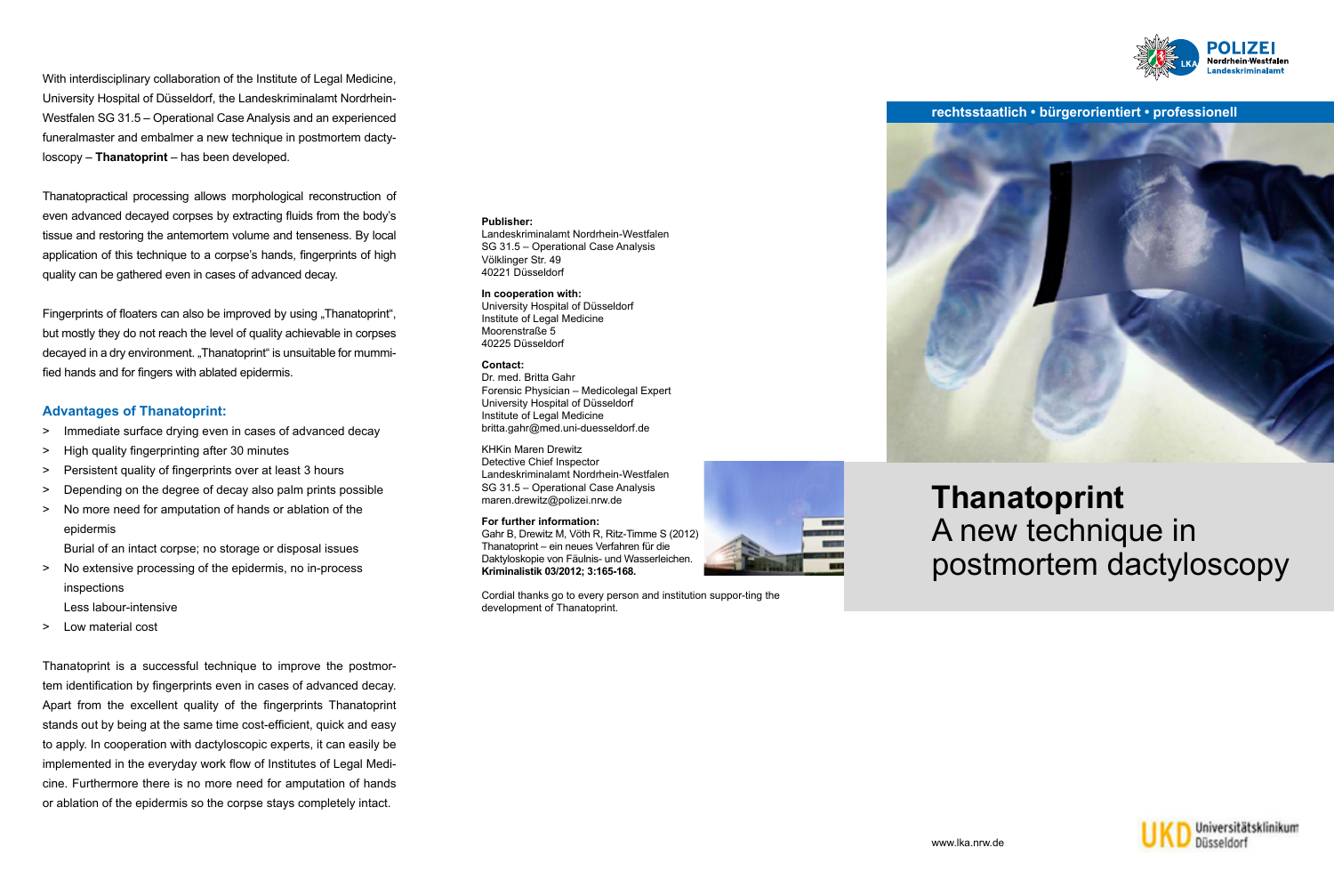With interdisciplinary collaboration of the Institute of Legal Medicine, University Hospital of Düsseldorf, the Landeskriminalamt Nordrhein-Westfalen SG 31.5 – Operational Case Analysis and an experienced funeralmaster and embalmer a new technique in postmortem dactyloscopy – **Thanatoprint** – has been developed.

Thanatopractical processing allows morphological reconstruction of even advanced decayed corpses by extracting fluids from the body's tissue and restoring the antemortem volume and tenseness. By local application of this technique to a corpse's hands, fingerprints of high quality can be gathered even in cases of advanced decay.

Fingerprints of floaters can also be improved by using „Thanatoprint", but mostly they do not reach the level of quality achievable in corpses decayed in a dry environment. „Thanatoprint" is unsuitable for mummified hands and for fingers with ablated epidermis.

### Advantages of Thanatoprint:

> Immediate surface drying even in cases of advanced decay
> High quality fingerprinting after 30 minutes
> Persistent quality of fingerprints over at least 3 hours
> Depending on the degree of decay also palm prints possible
> No more need for amputation of hands or ablation of the epidermis
  Burial of an intact corpse; no storage or disposal issues
> No extensive processing of the epidermis, no in-process inspections
  Less labour-intensive
> Low material cost

Thanatoprint is a successful technique to improve the postmortem identification by fingerprints even in cases of advanced decay. Apart from the excellent quality of the fingerprints Thanatoprint stands out by being at the same time cost-efficient, quick and easy to apply. In cooperation with dactyloscopic experts, it can easily be implemented in the everyday work flow of Institutes of Legal Medicine. Furthermore there is no more need for amputation of hands or ablation of the epidermis so the corpse stays completely intact.

**Publisher:**
Landeskriminalamt Nordrhein-Westfalen
SG 31.5 – Operational Case Analysis
Völklinger Str. 49
40221 Düsseldorf

**In cooperation with:**
University Hospital of Düsseldorf
Institute of Legal Medicine
Moorenstraße 5
40225 Düsseldorf

**Contact:**
Dr. med. Britta Gahr
Forensic Physician – Medicolegal Expert
University Hospital of Düsseldorf
Institute of Legal Medicine
britta.gahr@med.uni-duesseldorf.de

KHKin Maren Drewitz
Detective Chief Inspector
Landeskriminalamt Nordrhein-Westfalen
SG 31.5 – Operational Case Analysis
maren.drewitz@polizei.nrw.de

**For further information:**
Gahr B, Drewitz M, Vöth R, Ritz-Timme S (2012)
Thanatoprint – ein neues Verfahren für die Daktyloskopie von Fäulnis- und Wasserleichen.
**Kriminalistik 03/2012; 3:165-168.**

Cordial thanks go to every person and institution suppor-ting the development of Thanatoprint.

POLIZEI Nordrhein-Westfalen Landeskriminalamt

rechtsstaatlich • bürgerorientiert • professionell

# Thanatoprint
# A new technique in postmortem dactyloscopy

www.lka.nrw.de

UKD Universitätsklinikum Düsseldorf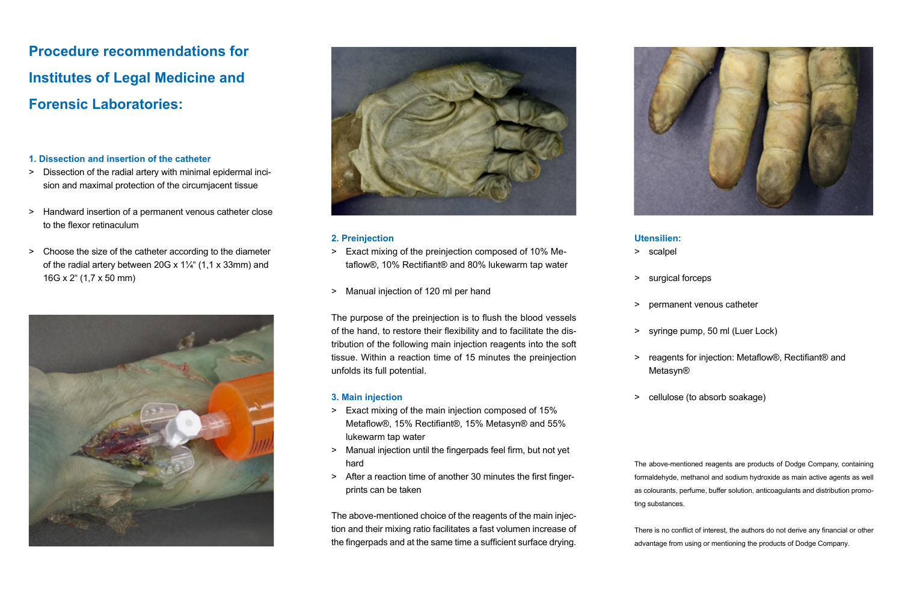# Procedure recommendations for Institutes of Legal Medicine and Forensic Laboratories:

### 1. Dissection and insertion of the catheter

> Dissection of the radial artery with minimal epidermal incision and maximal protection of the circumjacent tissue

> Handward insertion of a permanent venous catheter close to the flexor retinaculum

> Choose the size of the catheter according to the diameter of the radial artery between 20G x 1¼" (1,1 x 33mm) and 16G x 2" (1,7 x 50 mm)

### 2. Preinjection

> Exact mixing of the preinjection composed of 10% Metaflow®, 10% Rectifiant® and 80% lukewarm tap water

> Manual injection of 120 ml per hand

The purpose of the preinjection is to flush the blood vessels of the hand, to restore their flexibility and to facilitate the distribution of the following main injection reagents into the soft tissue. Within a reaction time of 15 minutes the preinjection unfolds its full potential.

### 3. Main injection

> Exact mixing of the main injection composed of 15% Metaflow®, 15% Rectifiant®, 15% Metasyn® and 55% lukewarm tap water

> Manual injection until the fingerpads feel firm, but not yet hard

> After a reaction time of another 30 minutes the first fingerprints can be taken

The above-mentioned choice of the reagents of the main injection and their mixing ratio facilitates a fast volumen increase of the fingerpads and at the same time a sufficient surface drying.

### Utensilien:

> scalpel

> surgical forceps

> permanent venous catheter

> syringe pump, 50 ml (Luer Lock)

> reagents for injection: Metaflow®, Rectifiant® and Metasyn®

> cellulose (to absorb soakage)

The above-mentioned reagents are products of Dodge Company, containing formaldehyde, methanol and sodium hydroxide as main active agents as well as colourants, perfume, buffer solution, anticoagulants and distribution promoting substances.

There is no conflict of interest, the authors do not derive any financial or other advantage from using or mentioning the products of Dodge Company.